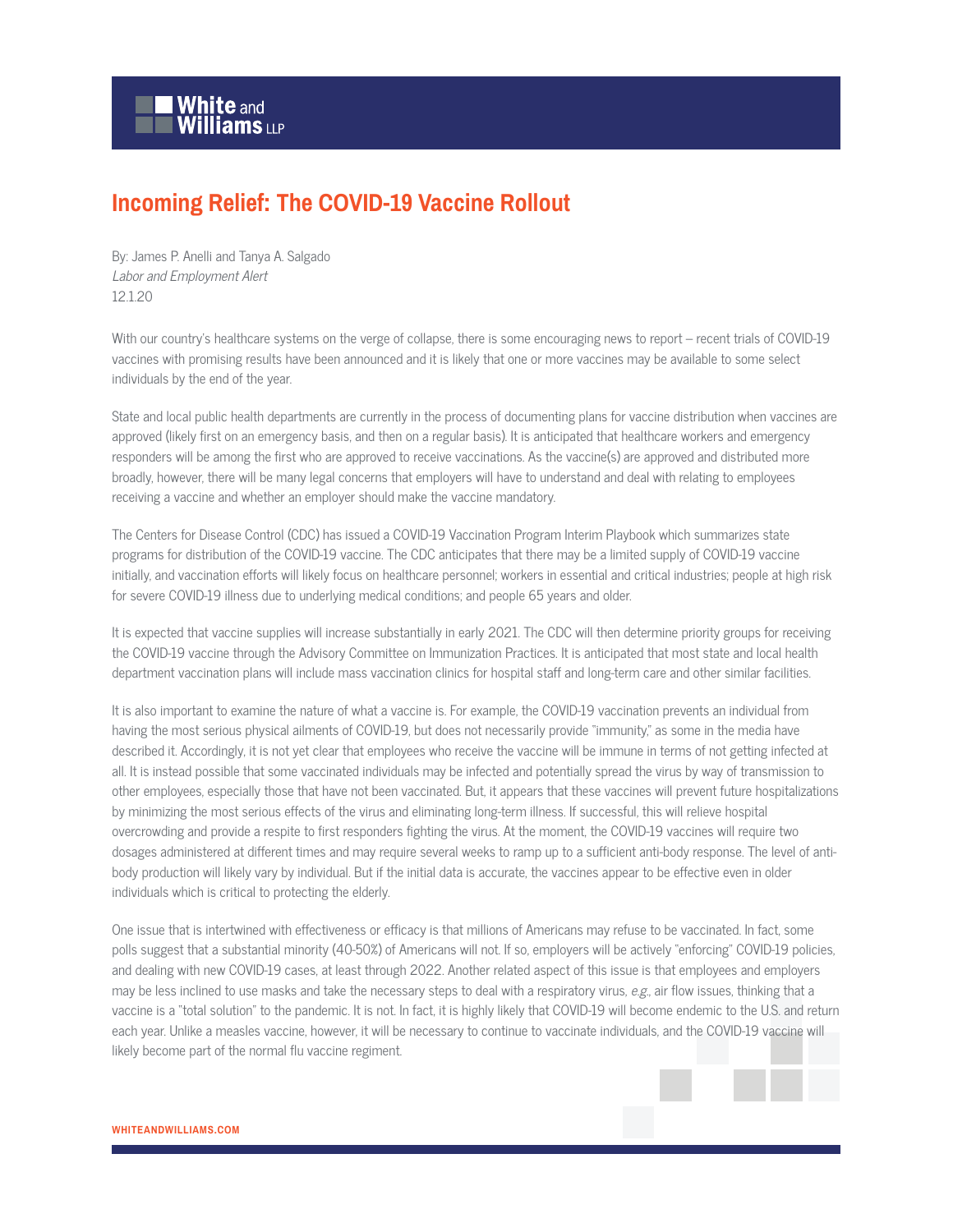# Incoming Relief: The COVID-19 Vaccine Rollout

By: James P. Anelli and Tanya A. Salgado
*Labor and Employment Alert*
12.1.20

With our country's healthcare systems on the verge of collapse, there is some encouraging news to report – recent trials of COVID-19 vaccines with promising results have been announced and it is likely that one or more vaccines may be available to some select individuals by the end of the year.

State and local public health departments are currently in the process of documenting plans for vaccine distribution when vaccines are approved (likely first on an emergency basis, and then on a regular basis). It is anticipated that healthcare workers and emergency responders will be among the first who are approved to receive vaccinations. As the vaccine(s) are approved and distributed more broadly, however, there will be many legal concerns that employers will have to understand and deal with relating to employees receiving a vaccine and whether an employer should make the vaccine mandatory.

The Centers for Disease Control (CDC) has issued a COVID-19 Vaccination Program Interim Playbook which summarizes state programs for distribution of the COVID-19 vaccine. The CDC anticipates that there may be a limited supply of COVID-19 vaccine initially, and vaccination efforts will likely focus on healthcare personnel; workers in essential and critical industries; people at high risk for severe COVID-19 illness due to underlying medical conditions; and people 65 years and older.

It is expected that vaccine supplies will increase substantially in early 2021. The CDC will then determine priority groups for receiving the COVID-19 vaccine through the Advisory Committee on Immunization Practices. It is anticipated that most state and local health department vaccination plans will include mass vaccination clinics for hospital staff and long-term care and other similar facilities.

It is also important to examine the nature of what a vaccine is. For example, the COVID-19 vaccination prevents an individual from having the most serious physical ailments of COVID-19, but does not necessarily provide "immunity," as some in the media have described it. Accordingly, it is not yet clear that employees who receive the vaccine will be immune in terms of not getting infected at all. It is instead possible that some vaccinated individuals may be infected and potentially spread the virus by way of transmission to other employees, especially those that have not been vaccinated. But, it appears that these vaccines will prevent future hospitalizations by minimizing the most serious effects of the virus and eliminating long-term illness. If successful, this will relieve hospital overcrowding and provide a respite to first responders fighting the virus. At the moment, the COVID-19 vaccines will require two dosages administered at different times and may require several weeks to ramp up to a sufficient anti-body response. The level of anti-body production will likely vary by individual. But if the initial data is accurate, the vaccines appear to be effective even in older individuals which is critical to protecting the elderly.

One issue that is intertwined with effectiveness or efficacy is that millions of Americans may refuse to be vaccinated. In fact, some polls suggest that a substantial minority (40-50%) of Americans will not. If so, employers will be actively "enforcing" COVID-19 policies, and dealing with new COVID-19 cases, at least through 2022. Another related aspect of this issue is that employees and employers may be less inclined to use masks and take the necessary steps to deal with a respiratory virus, *e.g.*, air flow issues, thinking that a vaccine is a "total solution" to the pandemic. It is not. In fact, it is highly likely that COVID-19 will become endemic to the U.S. and return each year. Unlike a measles vaccine, however, it will be necessary to continue to vaccinate individuals, and the COVID-19 vaccine will likely become part of the normal flu vaccine regiment.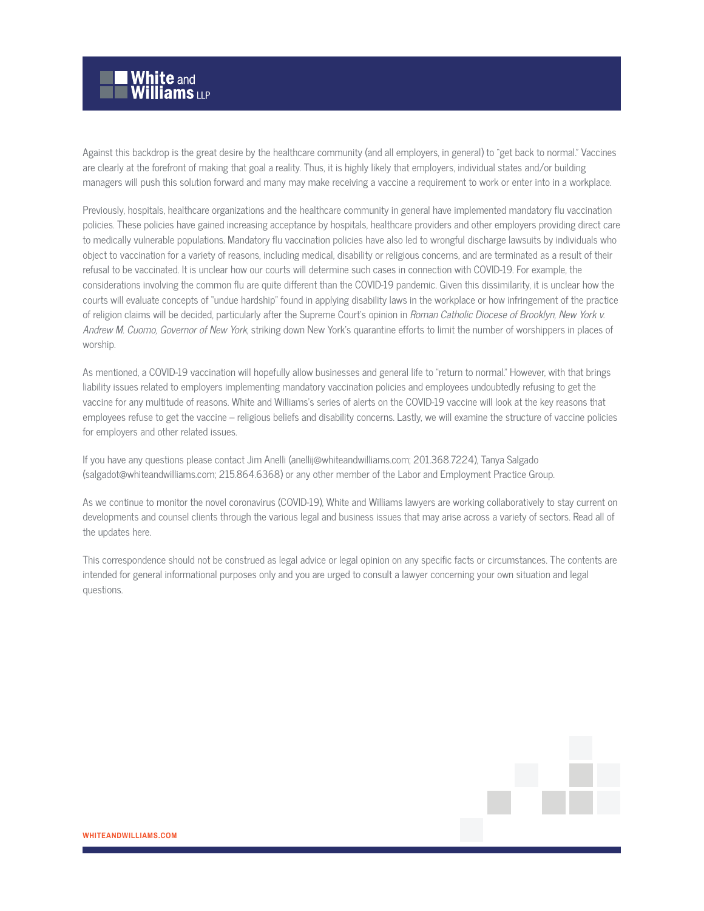Against this backdrop is the great desire by the healthcare community (and all employers, in general) to "get back to normal." Vaccines are clearly at the forefront of making that goal a reality. Thus, it is highly likely that employers, individual states and/or building managers will push this solution forward and many may make receiving a vaccine a requirement to work or enter into in a workplace.

Previously, hospitals, healthcare organizations and the healthcare community in general have implemented mandatory flu vaccination policies. These policies have gained increasing acceptance by hospitals, healthcare providers and other employers providing direct care to medically vulnerable populations. Mandatory flu vaccination policies have also led to wrongful discharge lawsuits by individuals who object to vaccination for a variety of reasons, including medical, disability or religious concerns, and are terminated as a result of their refusal to be vaccinated. It is unclear how our courts will determine such cases in connection with COVID-19. For example, the considerations involving the common flu are quite different than the COVID-19 pandemic. Given this dissimilarity, it is unclear how the courts will evaluate concepts of "undue hardship" found in applying disability laws in the workplace or how infringement of the practice of religion claims will be decided, particularly after the Supreme Court's opinion in *Roman Catholic Diocese of Brooklyn, New York v. Andrew M. Cuomo, Governor of New York*, striking down New York's quarantine efforts to limit the number of worshippers in places of worship.

As mentioned, a COVID-19 vaccination will hopefully allow businesses and general life to "return to normal." However, with that brings liability issues related to employers implementing mandatory vaccination policies and employees undoubtedly refusing to get the vaccine for any multitude of reasons. White and Williams's series of alerts on the COVID-19 vaccine will look at the key reasons that employees refuse to get the vaccine – religious beliefs and disability concerns. Lastly, we will examine the structure of vaccine policies for employers and other related issues.

If you have any questions please contact Jim Anelli (anellij@whiteandwilliams.com; 201.368.7224), Tanya Salgado (salgadot@whiteandwilliams.com; 215.864.6368) or any other member of the Labor and Employment Practice Group.

As we continue to monitor the novel coronavirus (COVID-19), White and Williams lawyers are working collaboratively to stay current on developments and counsel clients through the various legal and business issues that may arise across a variety of sectors. Read all of the updates here.

This correspondence should not be construed as legal advice or legal opinion on any specific facts or circumstances. The contents are intended for general informational purposes only and you are urged to consult a lawyer concerning your own situation and legal questions.